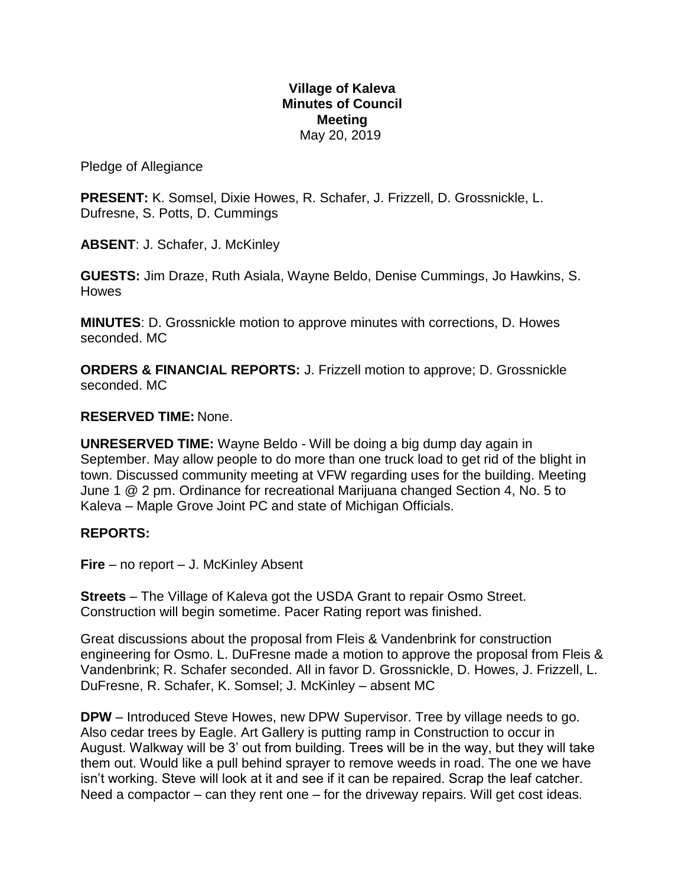# Village of Kaleva
## Minutes of Council Meeting
May 20, 2019

Pledge of Allegiance

**PRESENT:** K. Somsel, Dixie Howes, R. Schafer, J. Frizzell, D. Grossnickle, L. Dufresne, S. Potts, D. Cummings

**ABSENT**: J. Schafer, J. McKinley

**GUESTS:** Jim Draze, Ruth Asiala, Wayne Beldo, Denise Cummings, Jo Hawkins, S. Howes

**MINUTES**: D. Grossnickle motion to approve minutes with corrections, D. Howes seconded. MC

**ORDERS & FINANCIAL REPORTS:** J. Frizzell motion to approve; D. Grossnickle seconded. MC

**RESERVED TIME:** None.

**UNRESERVED TIME:** Wayne Beldo - Will be doing a big dump day again in September. May allow people to do more than one truck load to get rid of the blight in town. Discussed community meeting at VFW regarding uses for the building. Meeting June 1 @ 2 pm. Ordinance for recreational Marijuana changed Section 4, No. 5 to Kaleva – Maple Grove Joint PC and state of Michigan Officials.

**REPORTS:**

**Fire** – no report – J. McKinley Absent

**Streets** – The Village of Kaleva got the USDA Grant to repair Osmo Street. Construction will begin sometime. Pacer Rating report was finished.

Great discussions about the proposal from Fleis & Vandenbrink for construction engineering for Osmo. L. DuFresne made a motion to approve the proposal from Fleis & Vandenbrink; R. Schafer seconded. All in favor D. Grossnickle, D. Howes, J. Frizzell, L. DuFresne, R. Schafer, K. Somsel; J. McKinley – absent MC

**DPW** – Introduced Steve Howes, new DPW Supervisor. Tree by village needs to go. Also cedar trees by Eagle. Art Gallery is putting ramp in Construction to occur in August. Walkway will be 3' out from building. Trees will be in the way, but they will take them out. Would like a pull behind sprayer to remove weeds in road. The one we have isn't working. Steve will look at it and see if it can be repaired. Scrap the leaf catcher. Need a compactor – can they rent one – for the driveway repairs. Will get cost ideas.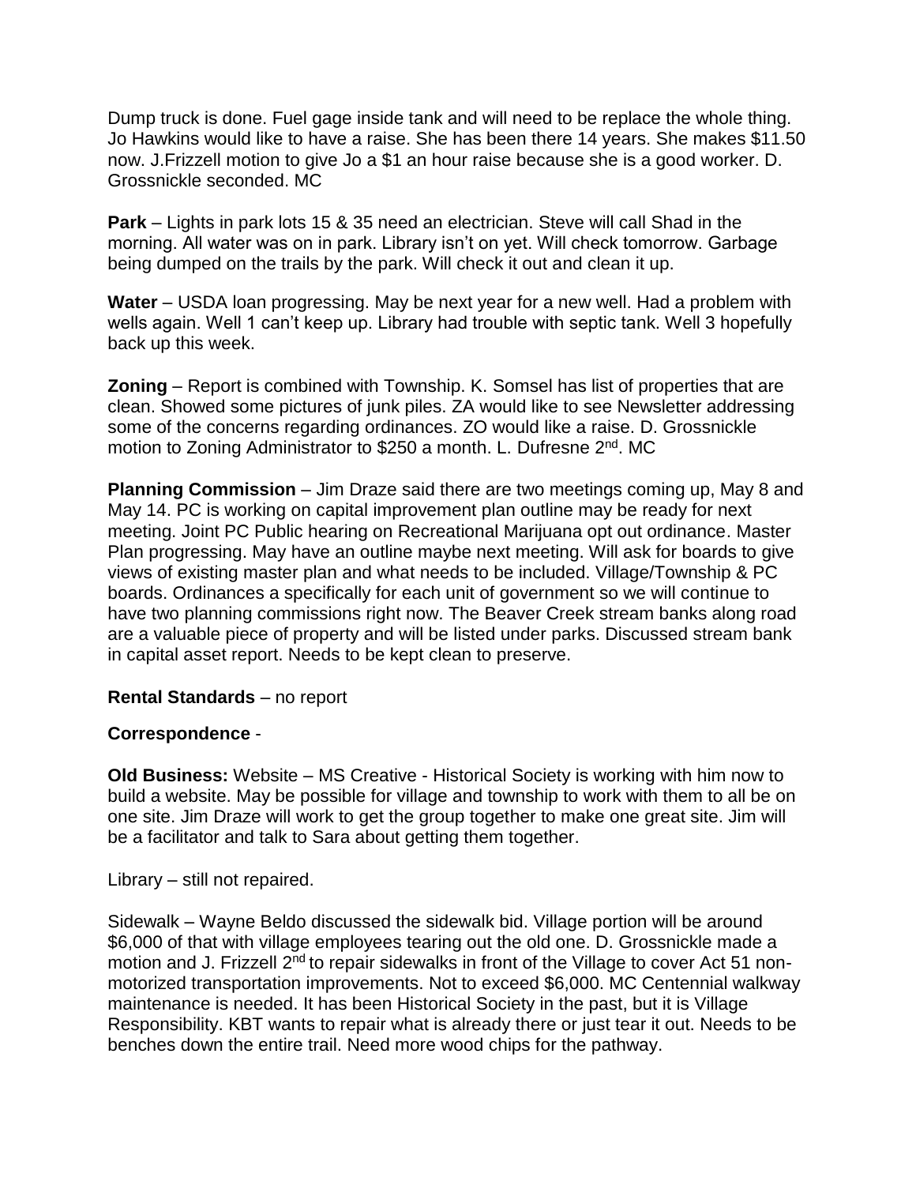Dump truck is done. Fuel gage inside tank and will need to be replace the whole thing. Jo Hawkins would like to have a raise. She has been there 14 years. She makes $11.50 now. J.Frizzell motion to give Jo a $1 an hour raise because she is a good worker. D. Grossnickle seconded. MC

**Park** – Lights in park lots 15 & 35 need an electrician. Steve will call Shad in the morning. All water was on in park. Library isn't on yet. Will check tomorrow. Garbage being dumped on the trails by the park. Will check it out and clean it up.

**Water** – USDA loan progressing. May be next year for a new well. Had a problem with wells again. Well 1 can't keep up. Library had trouble with septic tank. Well 3 hopefully back up this week.

**Zoning** – Report is combined with Township. K. Somsel has list of properties that are clean. Showed some pictures of junk piles. ZA would like to see Newsletter addressing some of the concerns regarding ordinances. ZO would like a raise. D. Grossnickle motion to Zoning Administrator to $250 a month. L. Dufresne 2nd. MC

**Planning Commission** – Jim Draze said there are two meetings coming up, May 8 and May 14. PC is working on capital improvement plan outline may be ready for next meeting. Joint PC Public hearing on Recreational Marijuana opt out ordinance. Master Plan progressing. May have an outline maybe next meeting. Will ask for boards to give views of existing master plan and what needs to be included. Village/Township & PC boards. Ordinances a specifically for each unit of government so we will continue to have two planning commissions right now. The Beaver Creek stream banks along road are a valuable piece of property and will be listed under parks. Discussed stream bank in capital asset report. Needs to be kept clean to preserve.

**Rental Standards** – no report

**Correspondence** -

**Old Business:** Website – MS Creative - Historical Society is working with him now to build a website. May be possible for village and township to work with them to all be on one site. Jim Draze will work to get the group together to make one great site. Jim will be a facilitator and talk to Sara about getting them together.

Library – still not repaired.

Sidewalk – Wayne Beldo discussed the sidewalk bid. Village portion will be around $6,000 of that with village employees tearing out the old one. D. Grossnickle made a motion and J. Frizzell 2nd to repair sidewalks in front of the Village to cover Act 51 non-motorized transportation improvements. Not to exceed $6,000. MC Centennial walkway maintenance is needed. It has been Historical Society in the past, but it is Village Responsibility. KBT wants to repair what is already there or just tear it out. Needs to be benches down the entire trail. Need more wood chips for the pathway.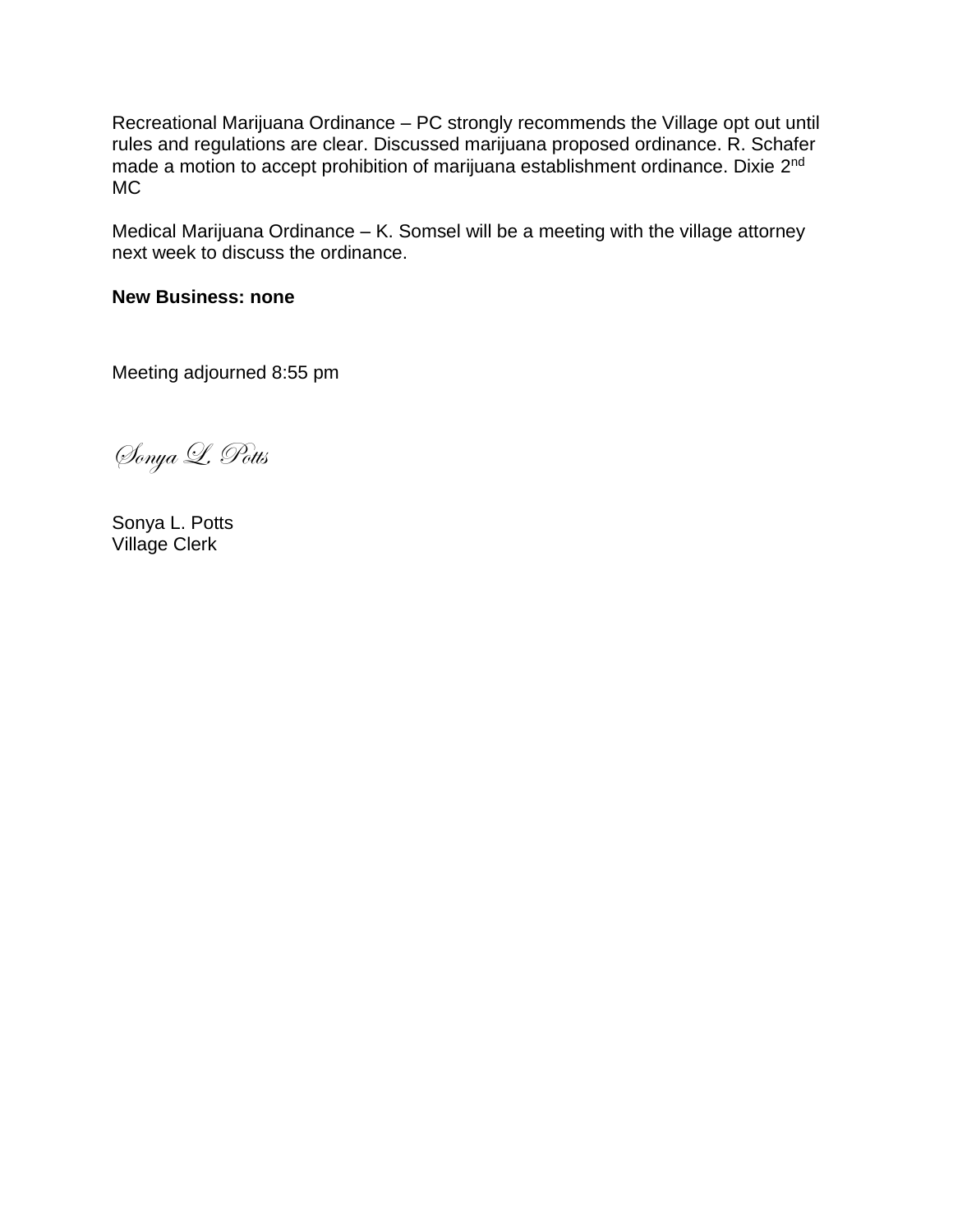Recreational Marijuana Ordinance – PC strongly recommends the Village opt out until rules and regulations are clear. Discussed marijuana proposed ordinance. R. Schafer made a motion to accept prohibition of marijuana establishment ordinance. Dixie 2nd MC

Medical Marijuana Ordinance – K. Somsel will be a meeting with the village attorney next week to discuss the ordinance.

**New Business: none**

Meeting adjourned 8:55 pm

*Sonya L. Potts*

Sonya L. Potts
Village Clerk